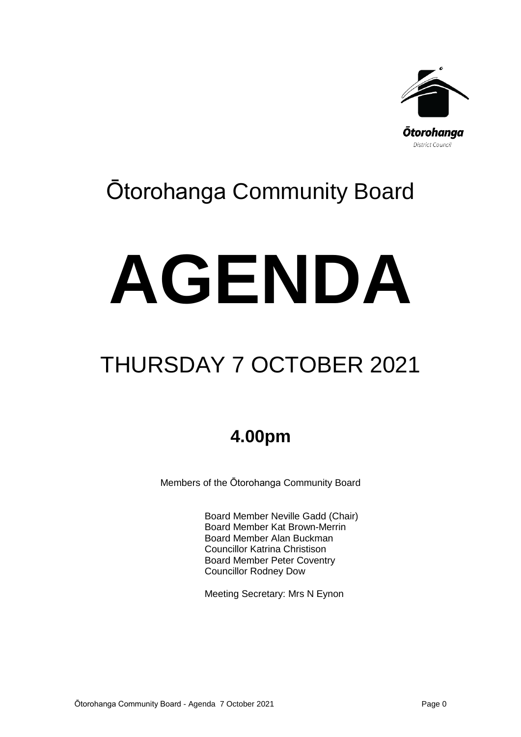Ōtorohanga
District Council

# Ōtorohanga Community Board

# AGENDA

## THURSDAY 7 OCTOBER 2021

**4.00pm**

Members of the Ōtorohanga Community Board

Board Member Neville Gadd (Chair)
Board Member Kat Brown-Merrin
Board Member Alan Buckman
Councillor Katrina Christison
Board Member Peter Coventry
Councillor Rodney Dow

Meeting Secretary: Mrs N Eynon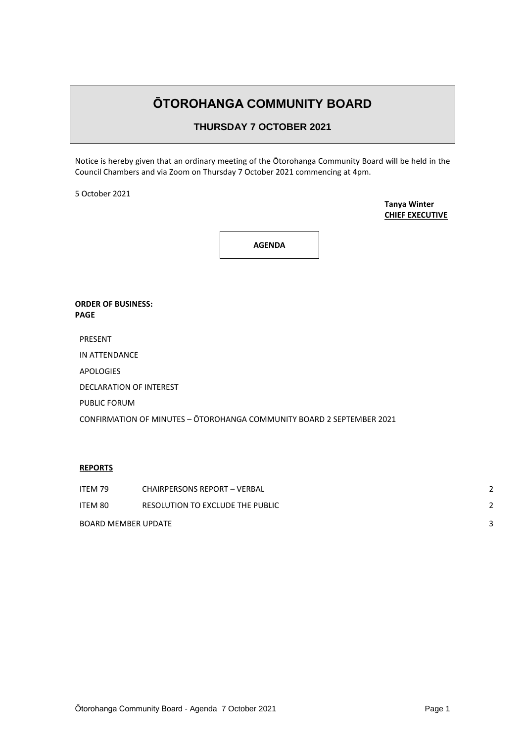# ŌTOROHANGA COMMUNITY BOARD

## THURSDAY 7 OCTOBER 2021

Notice is hereby given that an ordinary meeting of the Ōtorohanga Community Board will be held in the Council Chambers and via Zoom on Thursday 7 October 2021 commencing at 4pm.

5 October 2021

**Tanya Winter**
**CHIEF EXECUTIVE**

**AGENDA**

**ORDER OF BUSINESS:**
**PAGE**

PRESENT

IN ATTENDANCE

APOLOGIES

DECLARATION OF INTEREST

PUBLIC FORUM

CONFIRMATION OF MINUTES – ŌTOROHANGA COMMUNITY BOARD 2 SEPTEMBER 2021

**REPORTS**

| | | |
|---|---|---|
| ITEM 79 | CHAIRPERSONS REPORT – VERBAL | 2 |
| ITEM 80 | RESOLUTION TO EXCLUDE THE PUBLIC | 2 |
| BOARD MEMBER UPDATE | | 3 |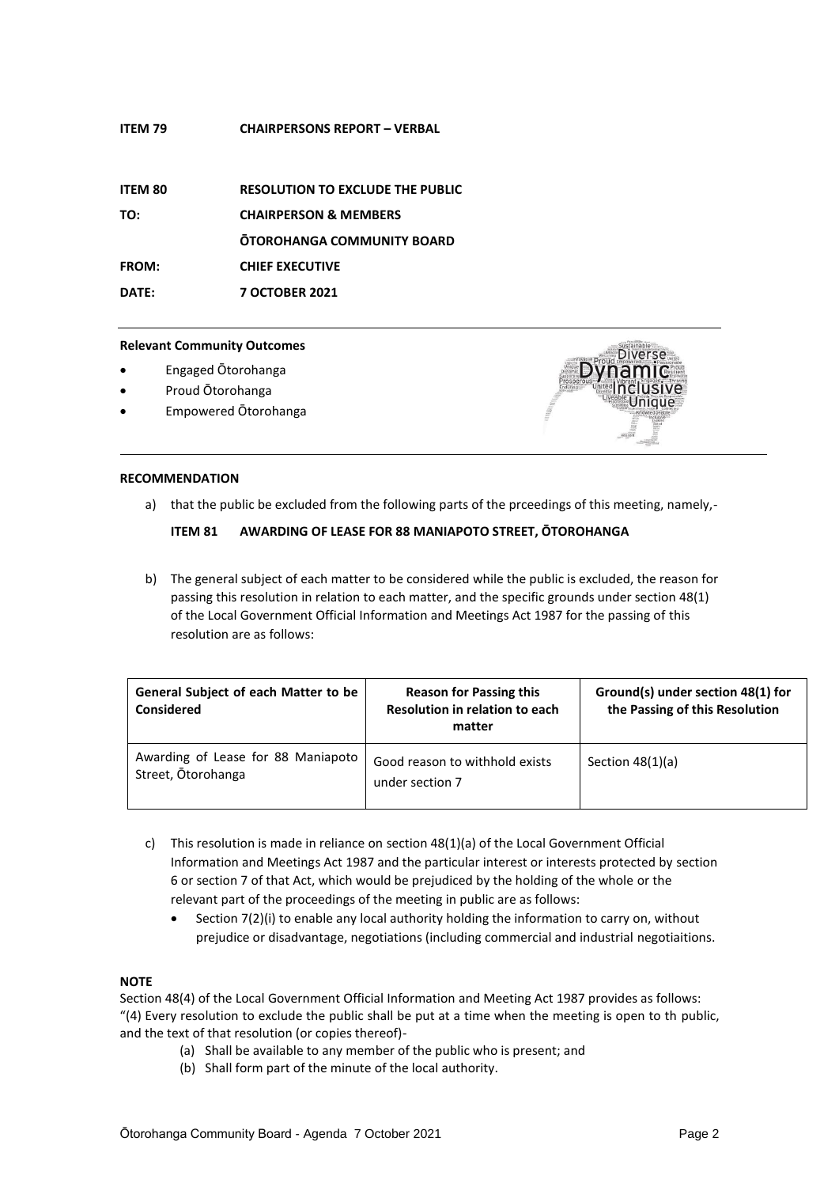**ITEM 79 CHAIRPERSONS REPORT – VERBAL**

**ITEM 80 RESOLUTION TO EXCLUDE THE PUBLIC**

**TO: CHAIRPERSON & MEMBERS**

**ŌTOROHANGA COMMUNITY BOARD**

**FROM: CHIEF EXECUTIVE**

**DATE: 7 OCTOBER 2021**

---

**Relevant Community Outcomes**

- Engaged Ōtorohanga
- Proud Ōtorohanga
- Empowered Ōtorohanga

---

**RECOMMENDATION**

a) that the public be excluded from the following parts of the prceedings of this meeting, namely,-

**ITEM 81 AWARDING OF LEASE FOR 88 MANIAPOTO STREET, ŌTOROHANGA**

b) The general subject of each matter to be considered while the public is excluded, the reason for passing this resolution in relation to each matter, and the specific grounds under section 48(1) of the Local Government Official Information and Meetings Act 1987 for the passing of this resolution are as follows:

| General Subject of each Matter to be Considered | Reason for Passing this Resolution in relation to each matter | Ground(s) under section 48(1) for the Passing of this Resolution |
|---|---|---|
| Awarding of Lease for 88 Maniapoto Street, Ōtorohanga | Good reason to withhold exists under section 7 | Section 48(1)(a) |

c) This resolution is made in reliance on section 48(1)(a) of the Local Government Official Information and Meetings Act 1987 and the particular interest or interests protected by section 6 or section 7 of that Act, which would be prejudiced by the holding of the whole or the relevant part of the proceedings of the meeting in public are as follows:

- Section 7(2)(i) to enable any local authority holding the information to carry on, without prejudice or disadvantage, negotiations (including commercial and industrial negotiaitions.

**NOTE**

Section 48(4) of the Local Government Official Information and Meeting Act 1987 provides as follows:
"(4) Every resolution to exclude the public shall be put at a time when the meeting is open to th public, and the text of that resolution (or copies thereof)-

(a) Shall be available to any member of the public who is present; and
(b) Shall form part of the minute of the local authority.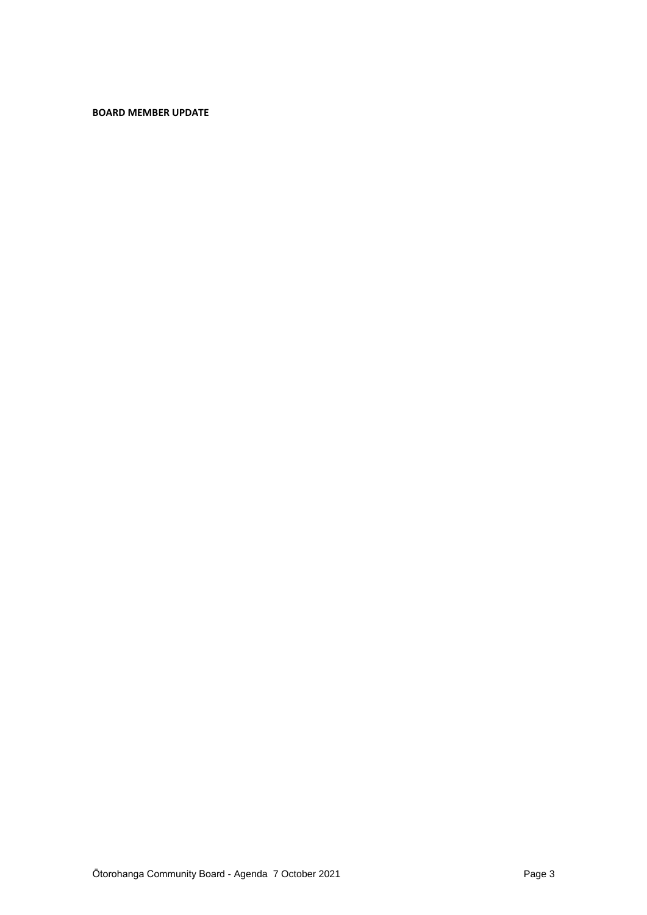**BOARD MEMBER UPDATE**